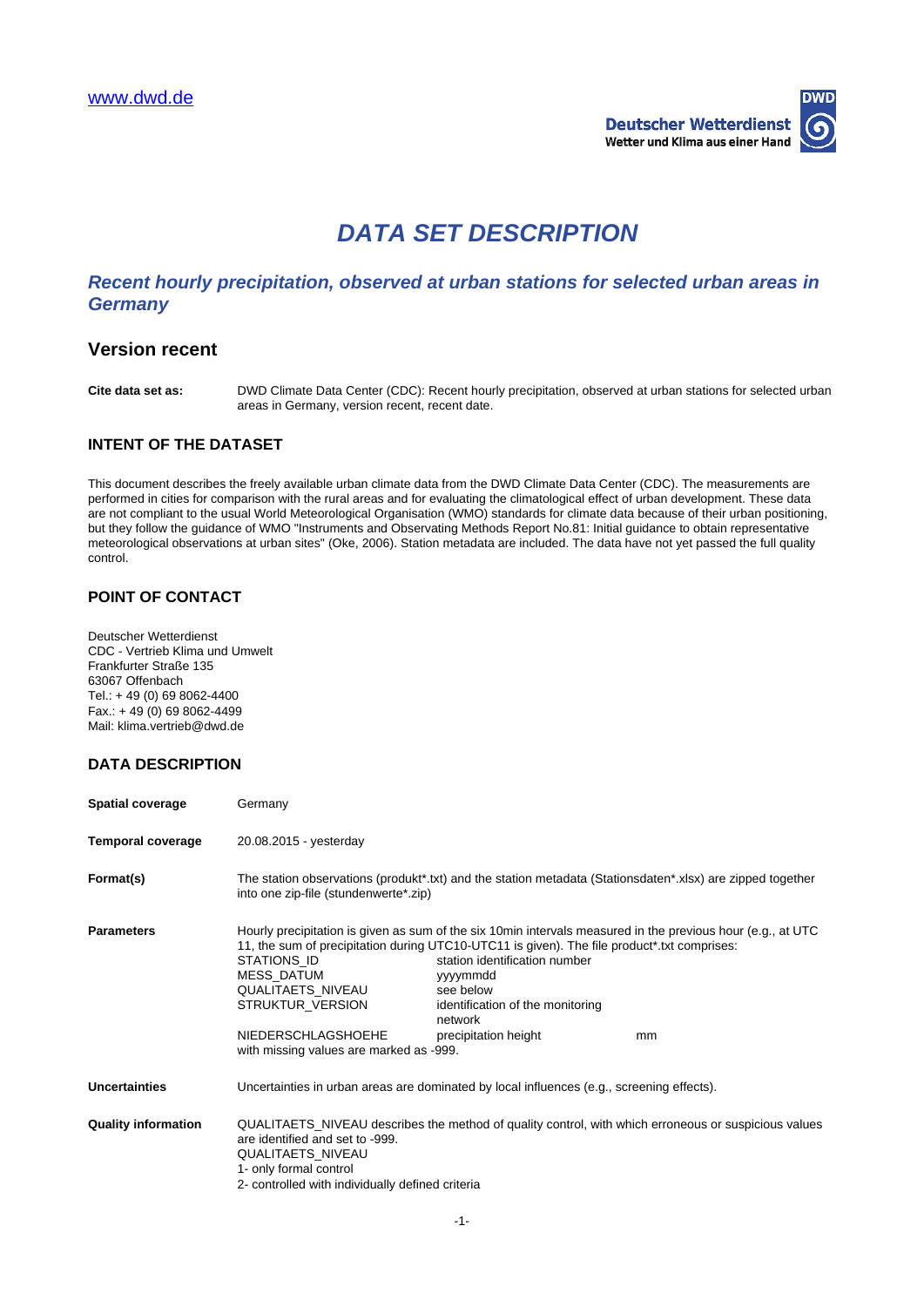www.dwd.de

Deutscher Wetterdienst
Wetter und Klima aus einer Hand

# DATA SET DESCRIPTION

## *Recent hourly precipitation, observed at urban stations for selected urban areas in Germany*

## Version recent

**Cite data set as:** DWD Climate Data Center (CDC): Recent hourly precipitation, observed at urban stations for selected urban areas in Germany, version recent, recent date.

### INTENT OF THE DATASET

This document describes the freely available urban climate data from the DWD Climate Data Center (CDC). The measurements are performed in cities for comparison with the rural areas and for evaluating the climatological effect of urban development. These data are not compliant to the usual World Meteorological Organisation (WMO) standards for climate data because of their urban positioning, but they follow the guidance of WMO "Instruments and Observating Methods Report No.81: Initial guidance to obtain representative meteorological observations at urban sites" (Oke, 2006). Station metadata are included. The data have not yet passed the full quality control.

### POINT OF CONTACT

Deutscher Wetterdienst
CDC - Vertrieb Klima und Umwelt
Frankfurter Straße 135
63067 Offenbach
Tel.: + 49 (0) 69 8062-4400
Fax.: + 49 (0) 69 8062-4499
Mail: klima.vertrieb@dwd.de

### DATA DESCRIPTION

**Spatial coverage** Germany

**Temporal coverage** 20.08.2015 - yesterday

**Format(s)** The station observations (produkt*.txt) and the station metadata (Stationsdaten*.xlsx) are zipped together into one zip-file (stundenwerte*.zip)

**Parameters** Hourly precipitation is given as sum of the six 10min intervals measured in the previous hour (e.g., at UTC 11, the sum of precipitation during UTC10-UTC11 is given). The file product*.txt comprises:

| | | |
|---|---|---|
| STATIONS_ID | station identification number | |
| MESS_DATUM | yyyymmdd | |
| QUALITAETS_NIVEAU | see below | |
| STRUKTUR_VERSION | identification of the monitoring network | |
| NIEDERSCHLAGSHOEHE | precipitation height | mm |

with missing values are marked as -999.

**Uncertainties** Uncertainties in urban areas are dominated by local influences (e.g., screening effects).

**Quality information** QUALITAETS_NIVEAU describes the method of quality control, with which erroneous or suspicious values are identified and set to -999.
QUALITAETS_NIVEAU
1- only formal control
2- controlled with individually defined criteria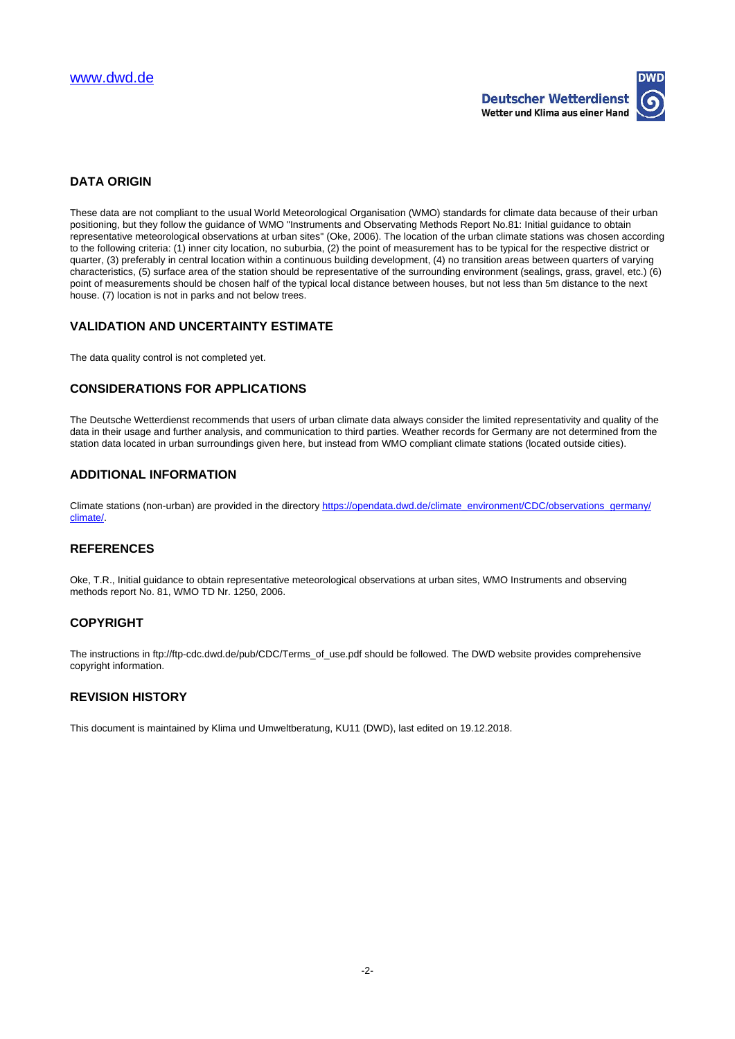## DATA ORIGIN

These data are not compliant to the usual World Meteorological Organisation (WMO) standards for climate data because of their urban positioning, but they follow the guidance of WMO "Instruments and Observating Methods Report No.81: Initial guidance to obtain representative meteorological observations at urban sites" (Oke, 2006). The location of the urban climate stations was chosen according to the following criteria: (1) inner city location, no suburbia, (2) the point of measurement has to be typical for the respective district or quarter, (3) preferably in central location within a continuous building development, (4) no transition areas between quarters of varying characteristics, (5) surface area of the station should be representative of the surrounding environment (sealings, grass, gravel, etc.) (6) point of measurements should be chosen half of the typical local distance between houses, but not less than 5m distance to the next house. (7) location is not in parks and not below trees.

## VALIDATION AND UNCERTAINTY ESTIMATE

The data quality control is not completed yet.

## CONSIDERATIONS FOR APPLICATIONS

The Deutsche Wetterdienst recommends that users of urban climate data always consider the limited representativity and quality of the data in their usage and further analysis, and communication to third parties. Weather records for Germany are not determined from the station data located in urban surroundings given here, but instead from WMO compliant climate stations (located outside cities).

## ADDITIONAL INFORMATION

Climate stations (non-urban) are provided in the directory https://opendata.dwd.de/climate_environment/CDC/observations_germany/climate/.

## REFERENCES

Oke, T.R., Initial guidance to obtain representative meteorological observations at urban sites, WMO Instruments and observing methods report No. 81, WMO TD Nr. 1250, 2006.

## COPYRIGHT

The instructions in ftp://ftp-cdc.dwd.de/pub/CDC/Terms_of_use.pdf should be followed. The DWD website provides comprehensive copyright information.

## REVISION HISTORY

This document is maintained by Klima und Umweltberatung, KU11 (DWD), last edited on 19.12.2018.